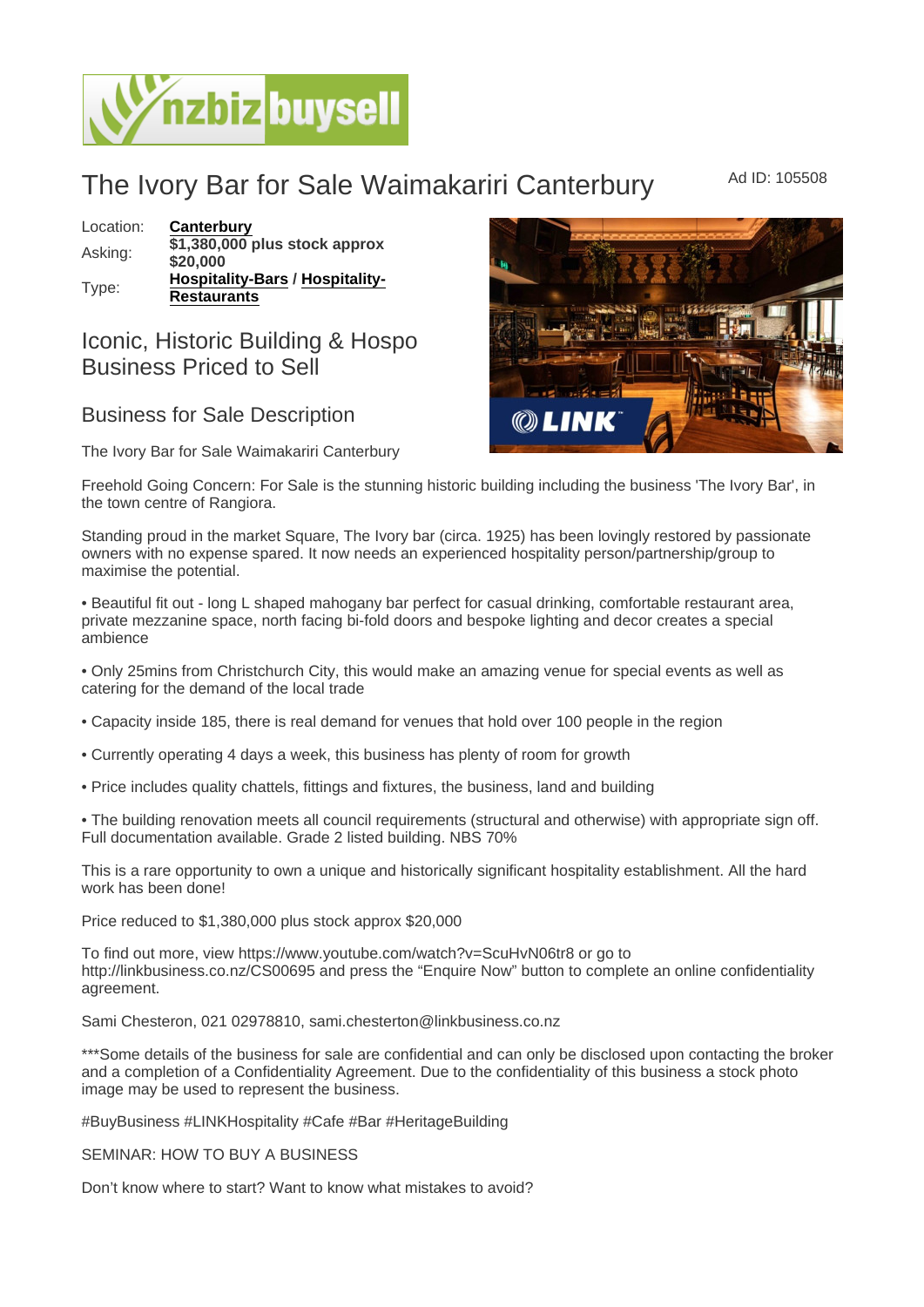# The Ivory Bar for Sale Waimakariri Canterbury

Ad ID: 105508

| | |
|---|---|
| Location: | **Canterbury** |
| Asking: | **$1,380,000 plus stock approx $20,000** |
| Type: | **Hospitality-Bars / Hospitality-Restaurants** |

## Iconic, Historic Building & Hospo Business Priced to Sell

## Business for Sale Description

The Ivory Bar for Sale Waimakariri Canterbury

Freehold Going Concern: For Sale is the stunning historic building including the business 'The Ivory Bar', in the town centre of Rangiora.

Standing proud in the market Square, The Ivory bar (circa. 1925) has been lovingly restored by passionate owners with no expense spared. It now needs an experienced hospitality person/partnership/group to maximise the potential.

• Beautiful fit out - long L shaped mahogany bar perfect for casual drinking, comfortable restaurant area, private mezzanine space, north facing bi-fold doors and bespoke lighting and decor creates a special ambience

• Only 25mins from Christchurch City, this would make an amazing venue for special events as well as catering for the demand of the local trade

• Capacity inside 185, there is real demand for venues that hold over 100 people in the region

• Currently operating 4 days a week, this business has plenty of room for growth

• Price includes quality chattels, fittings and fixtures, the business, land and building

• The building renovation meets all council requirements (structural and otherwise) with appropriate sign off. Full documentation available. Grade 2 listed building. NBS 70%

This is a rare opportunity to own a unique and historically significant hospitality establishment. All the hard work has been done!

Price reduced to $1,380,000 plus stock approx $20,000

To find out more, view https://www.youtube.com/watch?v=ScuHvN06tr8 or go to http://linkbusiness.co.nz/CS00695 and press the “Enquire Now” button to complete an online confidentiality agreement.

Sami Chesteron, 021 02978810, sami.chesterton@linkbusiness.co.nz

***Some details of the business for sale are confidential and can only be disclosed upon contacting the broker and a completion of a Confidentiality Agreement. Due to the confidentiality of this business a stock photo image may be used to represent the business.

#BuyBusiness #LINKHospitality #Cafe #Bar #HeritageBuilding

SEMINAR: HOW TO BUY A BUSINESS

Don’t know where to start? Want to know what mistakes to avoid?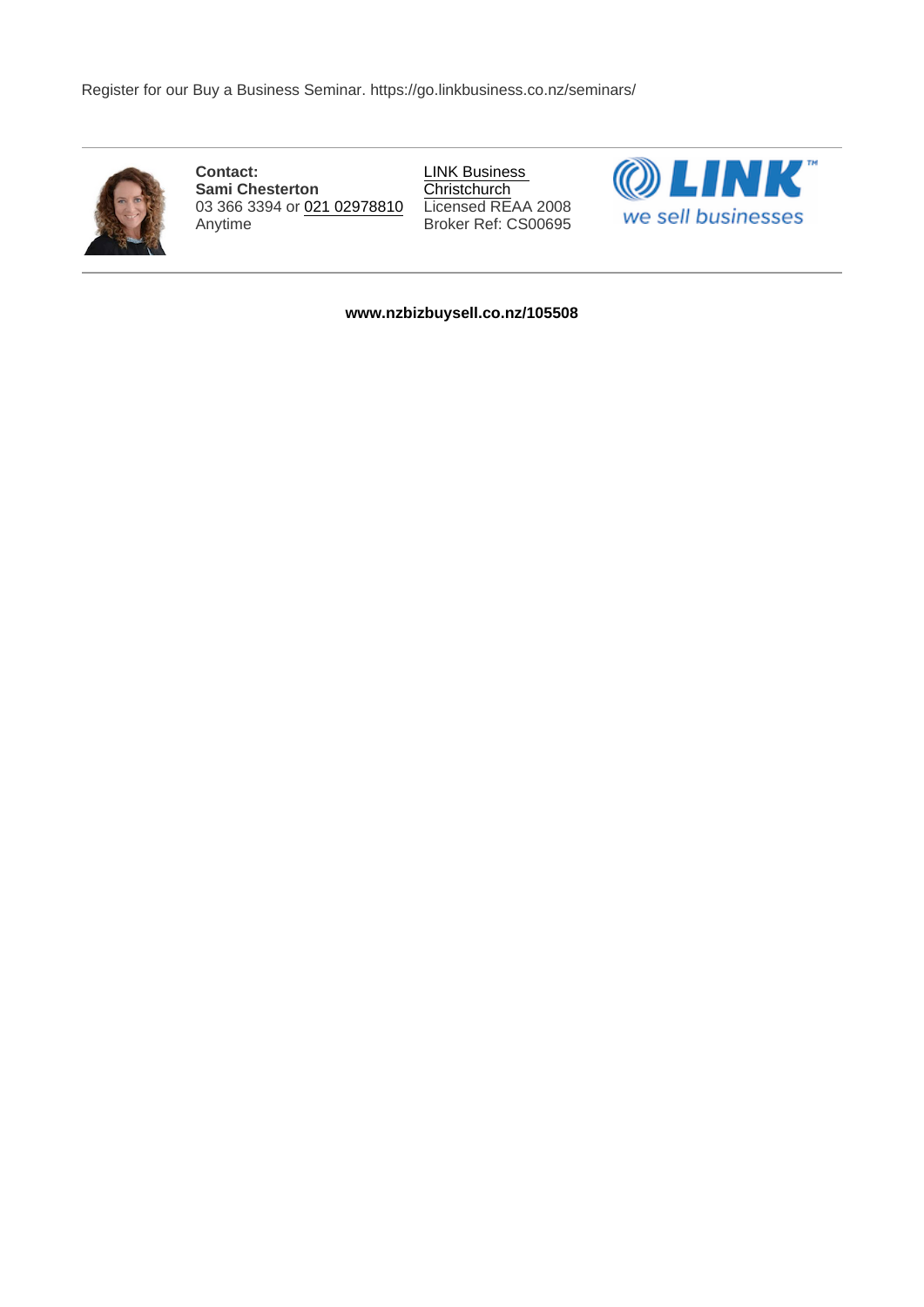Register for our Buy a Business Seminar. https://go.linkbusiness.co.nz/seminars/

---

**Contact:**
**Sami Chesterton**
03 366 3394 or 021 02978810
Anytime

LINK Business Christchurch
Licensed REAA 2008
Broker Ref: CS00695

---

**www.nzbizbuysell.co.nz/105508**